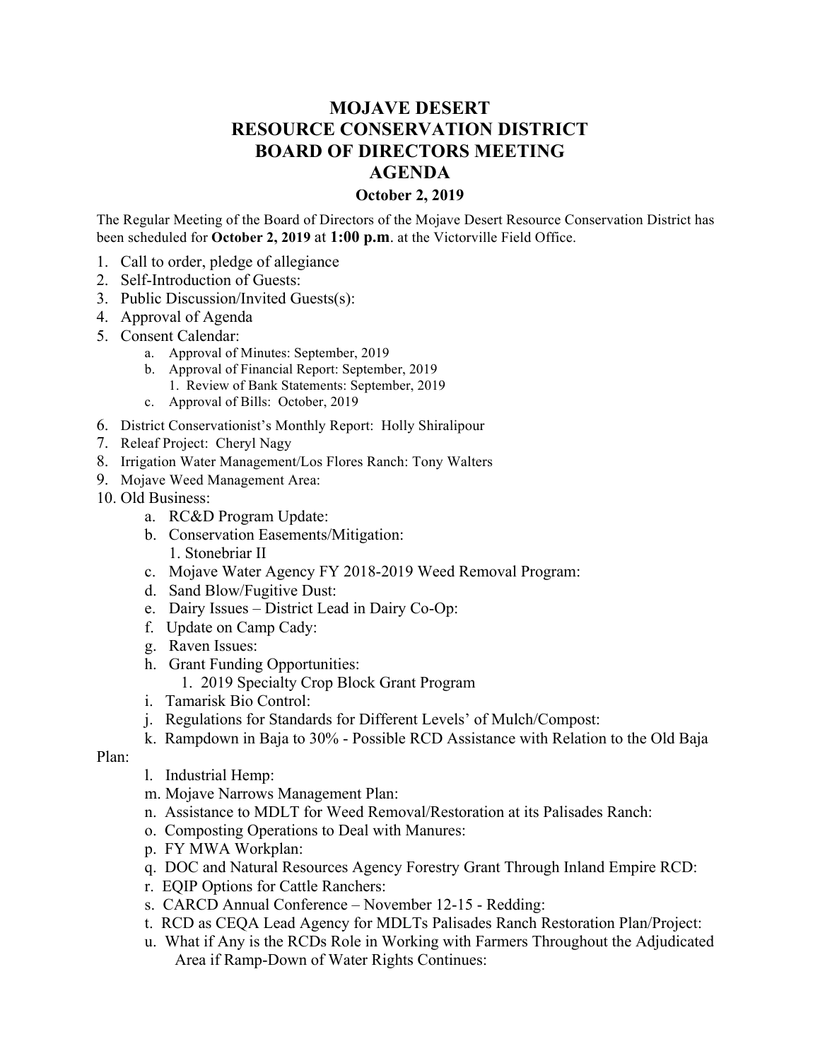# MOJAVE DESERT RESOURCE CONSERVATION DISTRICT BOARD OF DIRECTORS MEETING AGENDA

**October 2, 2019**

The Regular Meeting of the Board of Directors of the Mojave Desert Resource Conservation District has been scheduled for **October 2, 2019** at **1:00 p.m**. at the Victorville Field Office.

1. Call to order, pledge of allegiance
2. Self-Introduction of Guests:
3. Public Discussion/Invited Guests(s):
4. Approval of Agenda
5. Consent Calendar:
   a. Approval of Minutes: September, 2019
   b. Approval of Financial Report: September, 2019
      1. Review of Bank Statements: September, 2019
   c. Approval of Bills: October, 2019
6. District Conservationist's Monthly Report: Holly Shiralipour
7. Releaf Project: Cheryl Nagy
8. Irrigation Water Management/Los Flores Ranch: Tony Walters
9. Mojave Weed Management Area:
10. Old Business:
    a. RC&D Program Update:
    b. Conservation Easements/Mitigation:
       1. Stonebriar II
    c. Mojave Water Agency FY 2018-2019 Weed Removal Program:
    d. Sand Blow/Fugitive Dust:
    e. Dairy Issues – District Lead in Dairy Co-Op:
    f. Update on Camp Cady:
    g. Raven Issues:
    h. Grant Funding Opportunities:
       1. 2019 Specialty Crop Block Grant Program
    i. Tamarisk Bio Control:
    j. Regulations for Standards for Different Levels' of Mulch/Compost:
    k. Rampdown in Baja to 30% - Possible RCD Assistance with Relation to the Old Baja Plan:
    l. Industrial Hemp:
    m. Mojave Narrows Management Plan:
    n. Assistance to MDLT for Weed Removal/Restoration at its Palisades Ranch:
    o. Composting Operations to Deal with Manures:
    p. FY MWA Workplan:
    q. DOC and Natural Resources Agency Forestry Grant Through Inland Empire RCD:
    r. EQIP Options for Cattle Ranchers:
    s. CARCD Annual Conference – November 12-15 - Redding:
    t. RCD as CEQA Lead Agency for MDLTs Palisades Ranch Restoration Plan/Project:
    u. What if Any is the RCDs Role in Working with Farmers Throughout the Adjudicated Area if Ramp-Down of Water Rights Continues: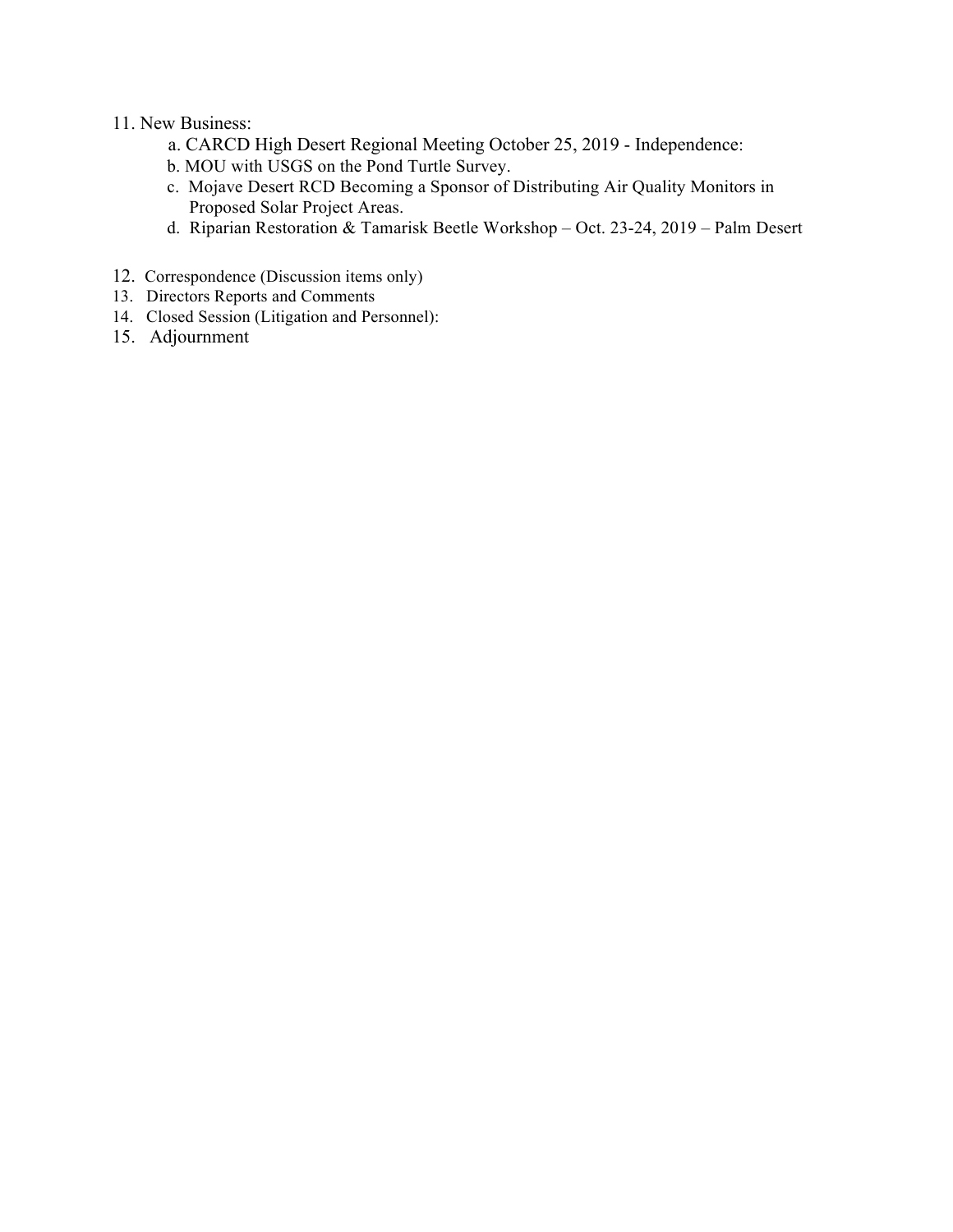11. New Business:
    a. CARCD High Desert Regional Meeting October 25, 2019 - Independence:
    b. MOU with USGS on the Pond Turtle Survey.
    c. Mojave Desert RCD Becoming a Sponsor of Distributing Air Quality Monitors in Proposed Solar Project Areas.
    d. Riparian Restoration & Tamarisk Beetle Workshop – Oct. 23-24, 2019 – Palm Desert

12. Correspondence (Discussion items only)
13. Directors Reports and Comments
14. Closed Session (Litigation and Personnel):
15. Adjournment